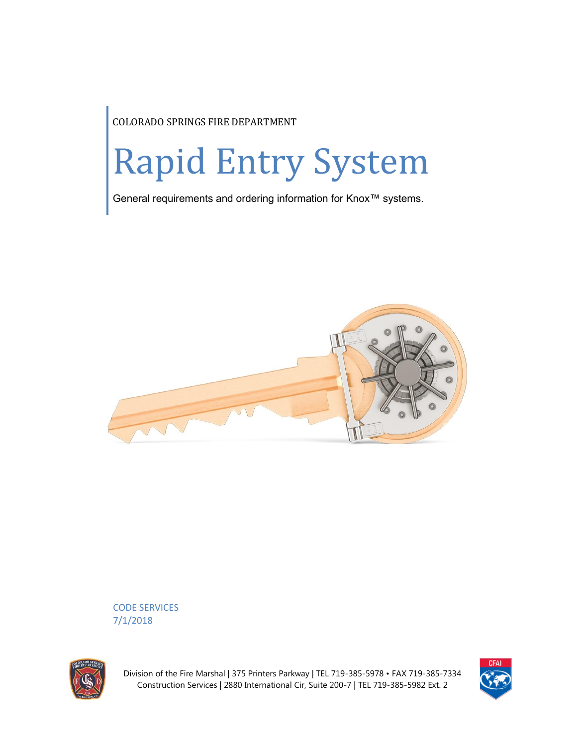COLORADO SPRINGS FIRE DEPARTMENT

# Rapid Entry System

General requirements and ordering information for Knox™ systems.

CODE SERVICES
7/1/2018

Division of the Fire Marshal | 375 Printers Parkway | TEL 719-385-5978 • FAX 719-385-7334
Construction Services | 2880 International Cir, Suite 200-7 | TEL 719-385-5982 Ext. 2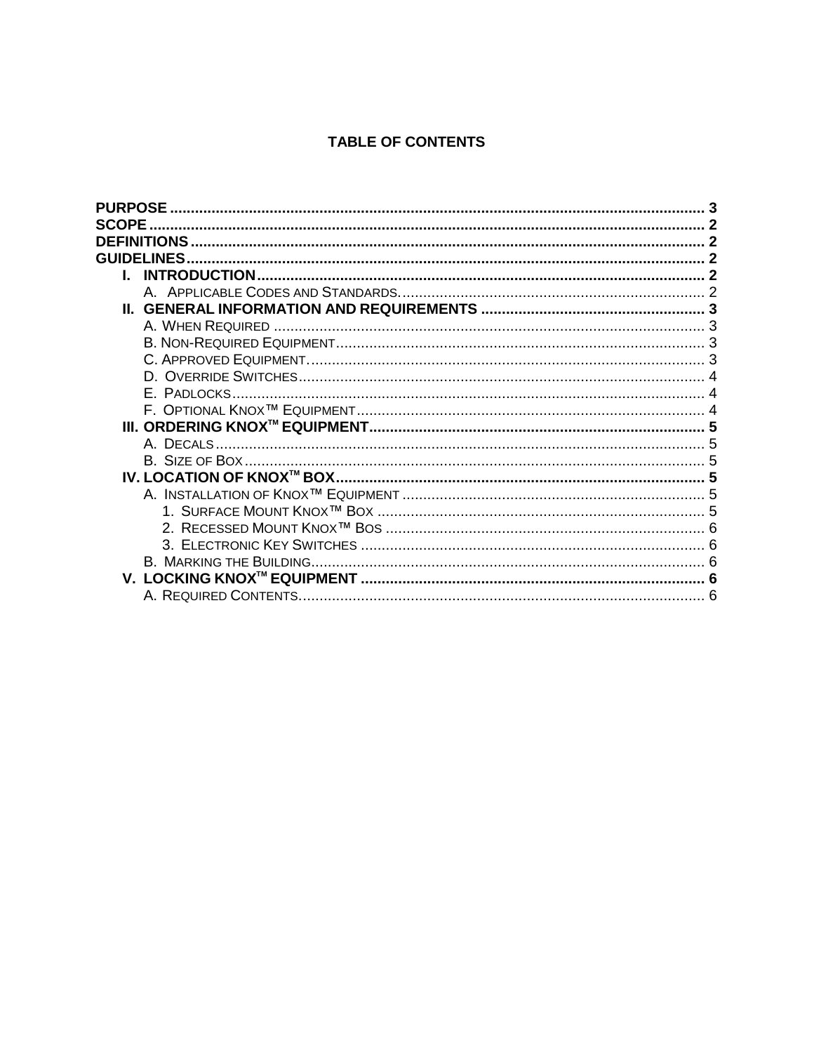**TABLE OF CONTENTS**

**PURPOSE** ........ **3**
**SCOPE** ........ **2**
**DEFINITIONS** ........ **2**
**GUIDELINES** ........ **2**

- **I. INTRODUCTION** ........ **2**
  - A. Applicable Codes and Standards. ........ 2
- **II. GENERAL INFORMATION AND REQUIREMENTS** ........ **3**
  - A. When Required ........ 3
  - B. Non-Required Equipment ........ 3
  - C. Approved Equipment. ........ 3
  - D. Override Switches ........ 4
  - E. Padlocks ........ 4
  - F. Optional Knox™ Equipment ........ 4
- **III. ORDERING KNOX™ EQUIPMENT** ........ **5**
  - A. Decals ........ 5
  - B. Size of Box ........ 5
- **IV. LOCATION OF KNOX™ BOX** ........ **5**
  - A. Installation of Knox™ Equipment ........ 5
    - 1. Surface Mount Knox™ Box ........ 5
    - 2. Recessed Mount Knox™ Bos ........ 6
    - 3. Electronic Key Switches ........ 6
  - B. Marking the Building ........ 6
- **V. LOCKING KNOX™ EQUIPMENT** ........ **6**
  - A. Required Contents ........ 6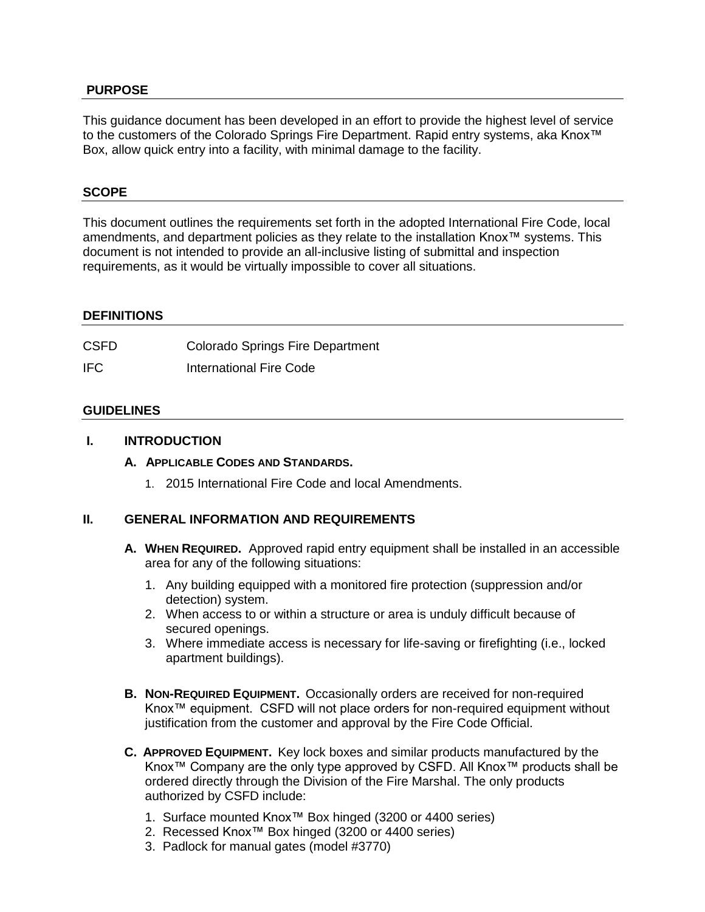## PURPOSE

This guidance document has been developed in an effort to provide the highest level of service to the customers of the Colorado Springs Fire Department. Rapid entry systems, aka Knox™ Box, allow quick entry into a facility, with minimal damage to the facility.

## SCOPE

This document outlines the requirements set forth in the adopted International Fire Code, local amendments, and department policies as they relate to the installation Knox™ systems. This document is not intended to provide an all-inclusive listing of submittal and inspection requirements, as it would be virtually impossible to cover all situations.

## DEFINITIONS

| | |
|---|---|
| CSFD | Colorado Springs Fire Department |
| IFC | International Fire Code |

## GUIDELINES

### I. INTRODUCTION

**A. APPLICABLE CODES AND STANDARDS.**

1. 2015 International Fire Code and local Amendments.

### II. GENERAL INFORMATION AND REQUIREMENTS

**A. WHEN REQUIRED.** Approved rapid entry equipment shall be installed in an accessible area for any of the following situations:

1. Any building equipped with a monitored fire protection (suppression and/or detection) system.
2. When access to or within a structure or area is unduly difficult because of secured openings.
3. Where immediate access is necessary for life-saving or firefighting (i.e., locked apartment buildings).

**B. NON-REQUIRED EQUIPMENT.** Occasionally orders are received for non-required Knox™ equipment. CSFD will not place orders for non-required equipment without justification from the customer and approval by the Fire Code Official.

**C. APPROVED EQUIPMENT.** Key lock boxes and similar products manufactured by the Knox™ Company are the only type approved by CSFD. All Knox™ products shall be ordered directly through the Division of the Fire Marshal. The only products authorized by CSFD include:

1. Surface mounted Knox™ Box hinged (3200 or 4400 series)
2. Recessed Knox™ Box hinged (3200 or 4400 series)
3. Padlock for manual gates (model #3770)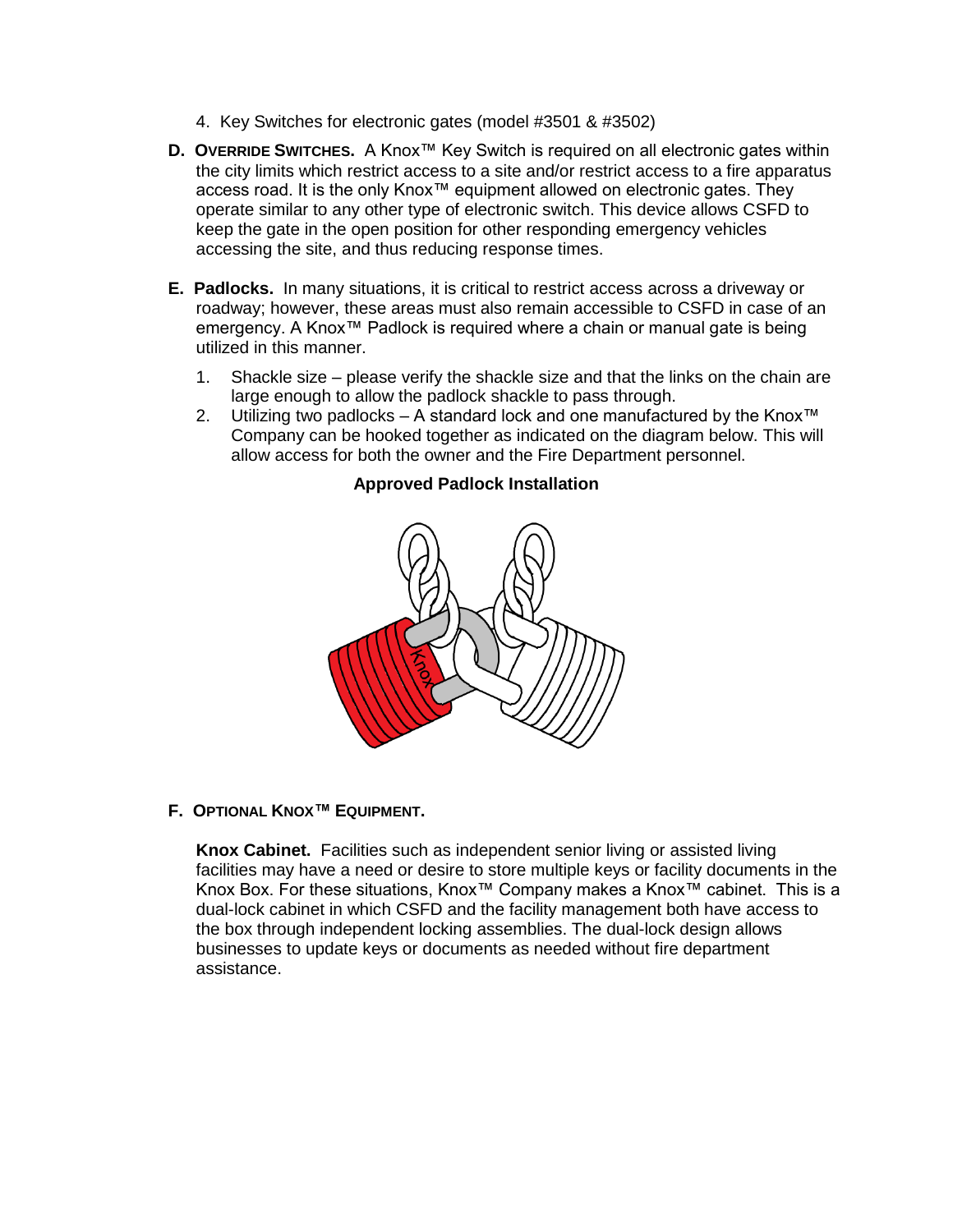4. Key Switches for electronic gates (model #3501 & #3502)

**D. OVERRIDE SWITCHES.** A Knox™ Key Switch is required on all electronic gates within the city limits which restrict access to a site and/or restrict access to a fire apparatus access road. It is the only Knox™ equipment allowed on electronic gates. They operate similar to any other type of electronic switch. This device allows CSFD to keep the gate in the open position for other responding emergency vehicles accessing the site, and thus reducing response times.

**E. Padlocks.** In many situations, it is critical to restrict access across a driveway or roadway; however, these areas must also remain accessible to CSFD in case of an emergency. A Knox™ Padlock is required where a chain or manual gate is being utilized in this manner.

1. Shackle size – please verify the shackle size and that the links on the chain are large enough to allow the padlock shackle to pass through.
2. Utilizing two padlocks – A standard lock and one manufactured by the Knox™ Company can be hooked together as indicated on the diagram below. This will allow access for both the owner and the Fire Department personnel.

**Approved Padlock Installation**

**F. OPTIONAL KNOX™ EQUIPMENT.**

**Knox Cabinet.** Facilities such as independent senior living or assisted living facilities may have a need or desire to store multiple keys or facility documents in the Knox Box. For these situations, Knox™ Company makes a Knox™ cabinet. This is a dual-lock cabinet in which CSFD and the facility management both have access to the box through independent locking assemblies. The dual-lock design allows businesses to update keys or documents as needed without fire department assistance.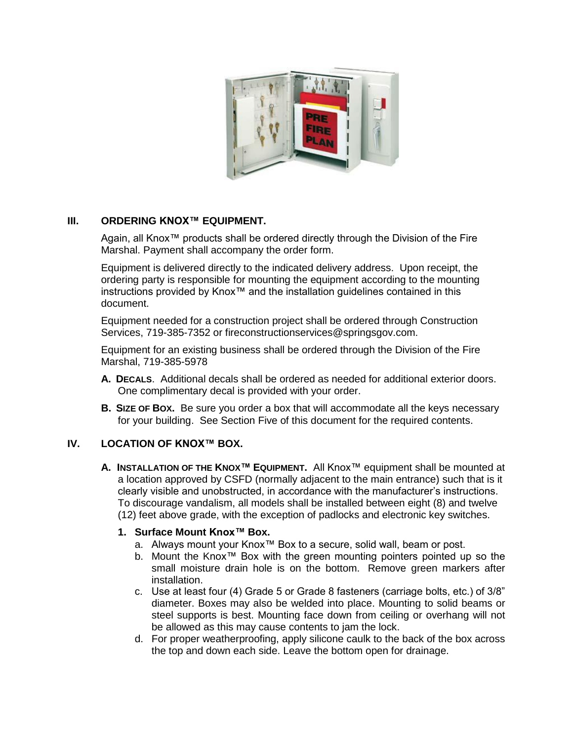## III. ORDERING KNOX™ EQUIPMENT.

Again, all Knox™ products shall be ordered directly through the Division of the Fire Marshal. Payment shall accompany the order form.

Equipment is delivered directly to the indicated delivery address. Upon receipt, the ordering party is responsible for mounting the equipment according to the mounting instructions provided by Knox™ and the installation guidelines contained in this document.

Equipment needed for a construction project shall be ordered through Construction Services, 719-385-7352 or fireconstructionservices@springsgov.com.

Equipment for an existing business shall be ordered through the Division of the Fire Marshal, 719-385-5978

**A. DECALS**. Additional decals shall be ordered as needed for additional exterior doors. One complimentary decal is provided with your order.

**B. SIZE OF BOX.** Be sure you order a box that will accommodate all the keys necessary for your building. See Section Five of this document for the required contents.

## IV. LOCATION OF KNOX™ BOX.

**A. INSTALLATION OF THE KNOX™ EQUIPMENT.** All Knox™ equipment shall be mounted at a location approved by CSFD (normally adjacent to the main entrance) such that is it clearly visible and unobstructed, in accordance with the manufacturer's instructions. To discourage vandalism, all models shall be installed between eight (8) and twelve (12) feet above grade, with the exception of padlocks and electronic key switches.

**1. Surface Mount Knox™ Box.**

a. Always mount your Knox™ Box to a secure, solid wall, beam or post.

b. Mount the Knox™ Box with the green mounting pointers pointed up so the small moisture drain hole is on the bottom. Remove green markers after installation.

c. Use at least four (4) Grade 5 or Grade 8 fasteners (carriage bolts, etc.) of 3/8" diameter. Boxes may also be welded into place. Mounting to solid beams or steel supports is best. Mounting face down from ceiling or overhang will not be allowed as this may cause contents to jam the lock.

d. For proper weatherproofing, apply silicone caulk to the back of the box across the top and down each side. Leave the bottom open for drainage.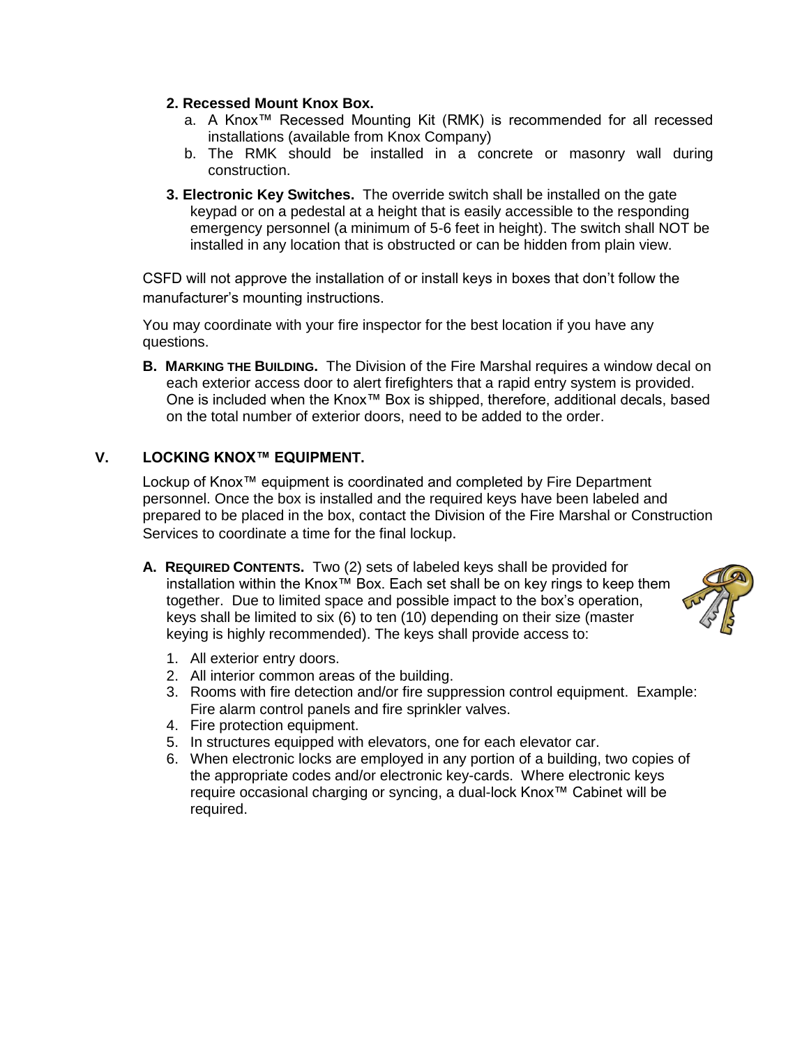**2. Recessed Mount Knox Box.**

a. A Knox™ Recessed Mounting Kit (RMK) is recommended for all recessed installations (available from Knox Company)

b. The RMK should be installed in a concrete or masonry wall during construction.

**3. Electronic Key Switches.** The override switch shall be installed on the gate keypad or on a pedestal at a height that is easily accessible to the responding emergency personnel (a minimum of 5-6 feet in height). The switch shall NOT be installed in any location that is obstructed or can be hidden from plain view.

CSFD will not approve the installation of or install keys in boxes that don't follow the manufacturer's mounting instructions.

You may coordinate with your fire inspector for the best location if you have any questions.

**B. MARKING THE BUILDING.** The Division of the Fire Marshal requires a window decal on each exterior access door to alert firefighters that a rapid entry system is provided. One is included when the Knox™ Box is shipped, therefore, additional decals, based on the total number of exterior doors, need to be added to the order.

## V. LOCKING KNOX™ EQUIPMENT.

Lockup of Knox™ equipment is coordinated and completed by Fire Department personnel. Once the box is installed and the required keys have been labeled and prepared to be placed in the box, contact the Division of the Fire Marshal or Construction Services to coordinate a time for the final lockup.

**A. REQUIRED CONTENTS.** Two (2) sets of labeled keys shall be provided for installation within the Knox™ Box. Each set shall be on key rings to keep them together. Due to limited space and possible impact to the box's operation, keys shall be limited to six (6) to ten (10) depending on their size (master keying is highly recommended). The keys shall provide access to:

1. All exterior entry doors.
2. All interior common areas of the building.
3. Rooms with fire detection and/or fire suppression control equipment. Example: Fire alarm control panels and fire sprinkler valves.
4. Fire protection equipment.
5. In structures equipped with elevators, one for each elevator car.
6. When electronic locks are employed in any portion of a building, two copies of the appropriate codes and/or electronic key-cards. Where electronic keys require occasional charging or syncing, a dual-lock Knox™ Cabinet will be required.